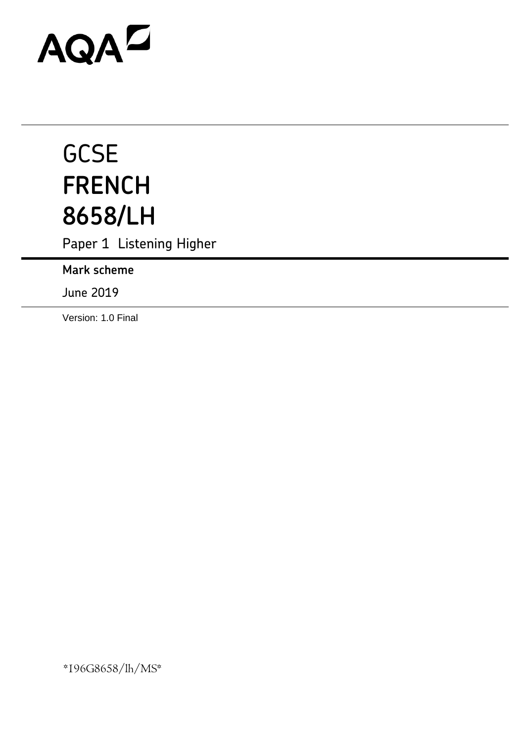AQA

# GCSE
# FRENCH
# 8658/LH

Paper 1 Listening Higher

**Mark scheme**

June 2019

Version: 1.0 Final

*I96G8658/lh/MS*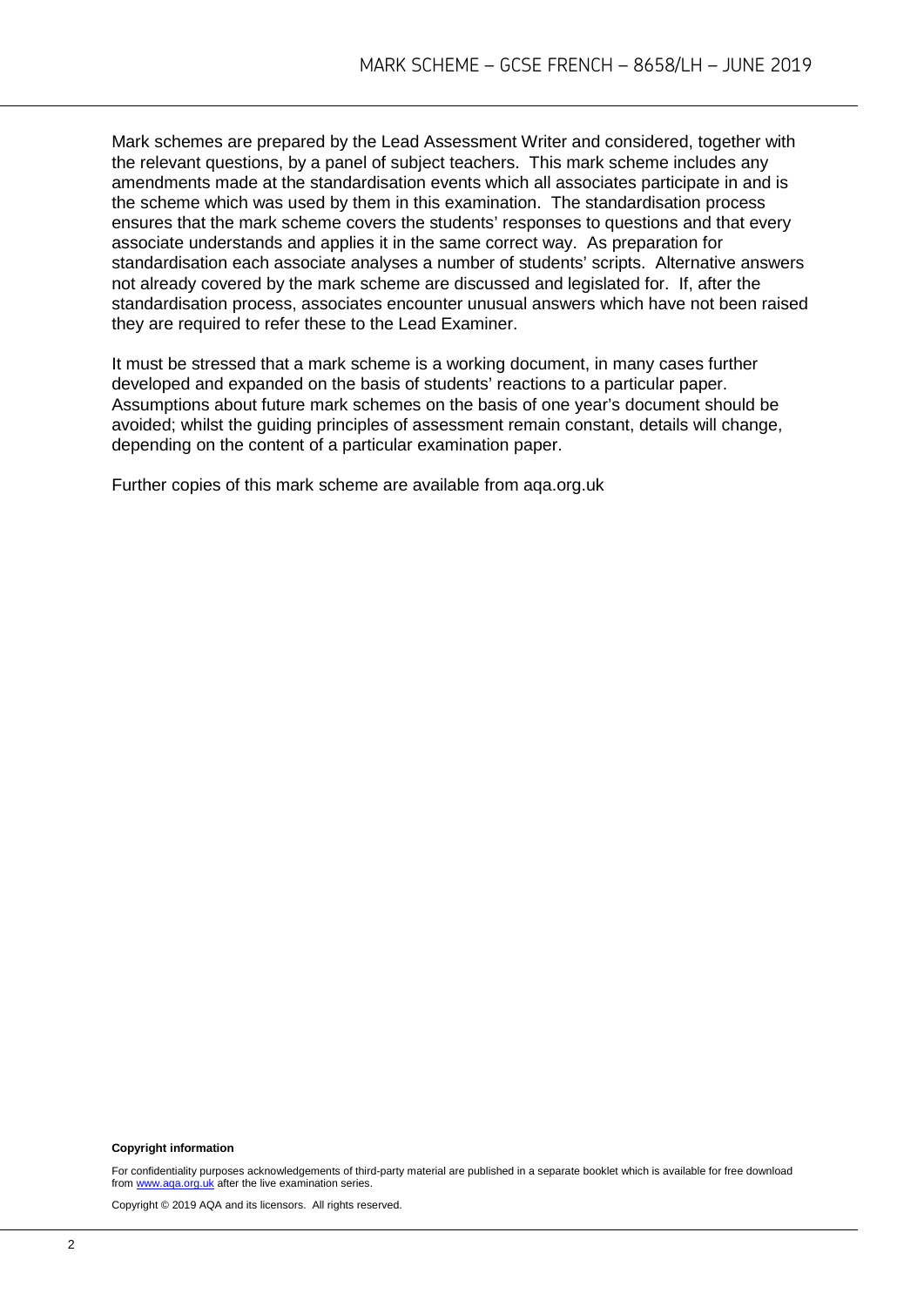Mark schemes are prepared by the Lead Assessment Writer and considered, together with the relevant questions, by a panel of subject teachers. This mark scheme includes any amendments made at the standardisation events which all associates participate in and is the scheme which was used by them in this examination. The standardisation process ensures that the mark scheme covers the students' responses to questions and that every associate understands and applies it in the same correct way. As preparation for standardisation each associate analyses a number of students' scripts. Alternative answers not already covered by the mark scheme are discussed and legislated for. If, after the standardisation process, associates encounter unusual answers which have not been raised they are required to refer these to the Lead Examiner.

It must be stressed that a mark scheme is a working document, in many cases further developed and expanded on the basis of students' reactions to a particular paper. Assumptions about future mark schemes on the basis of one year's document should be avoided; whilst the guiding principles of assessment remain constant, details will change, depending on the content of a particular examination paper.

Further copies of this mark scheme are available from aqa.org.uk

**Copyright information**

For confidentiality purposes acknowledgements of third-party material are published in a separate booklet which is available for free download from www.aqa.org.uk after the live examination series.

Copyright © 2019 AQA and its licensors. All rights reserved.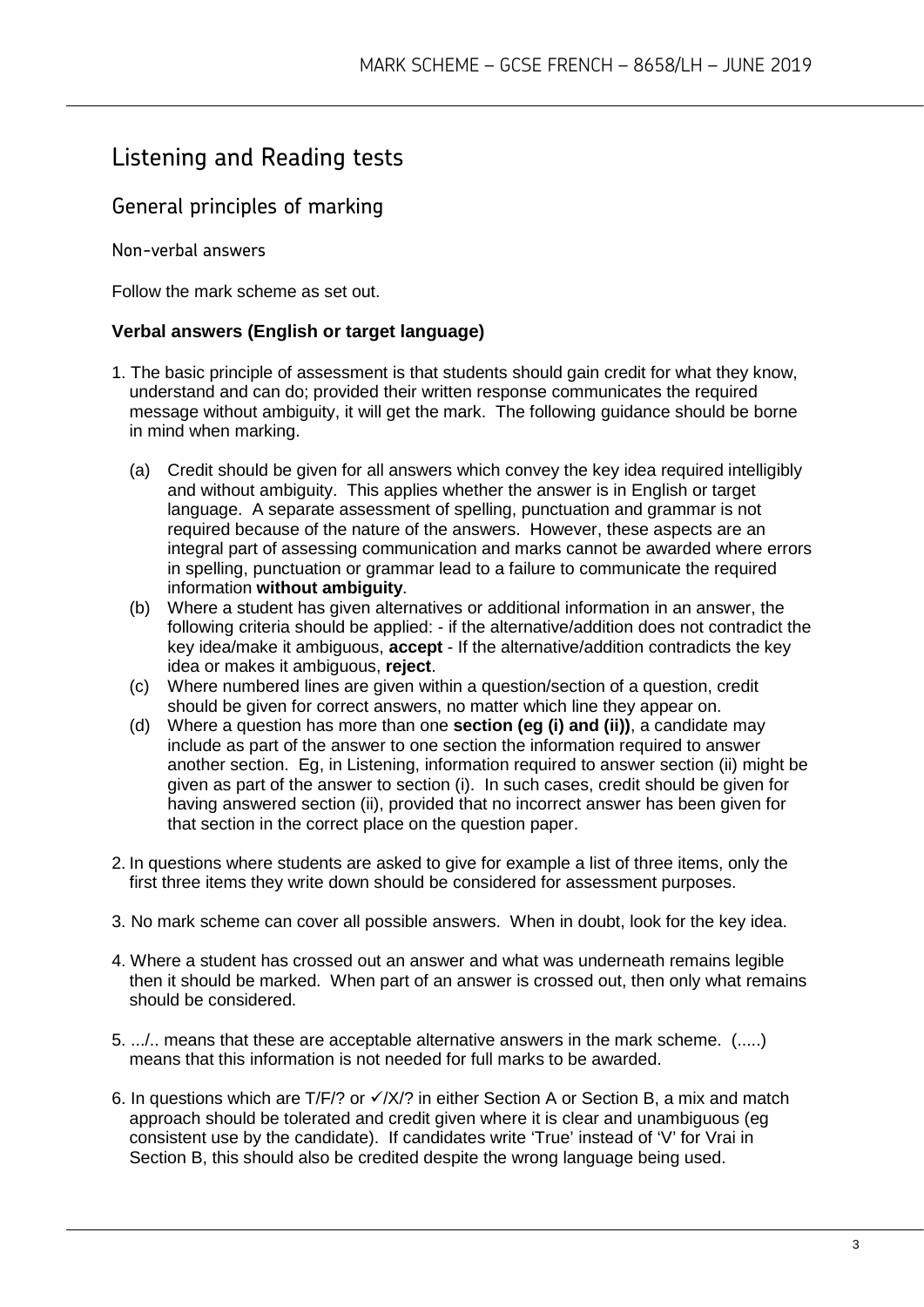# Listening and Reading tests

## General principles of marking

### Non-verbal answers

Follow the mark scheme as set out.

**Verbal answers (English or target language)**

1. The basic principle of assessment is that students should gain credit for what they know, understand and can do; provided their written response communicates the required message without ambiguity, it will get the mark. The following guidance should be borne in mind when marking.

   (a) Credit should be given for all answers which convey the key idea required intelligibly and without ambiguity. This applies whether the answer is in English or target language. A separate assessment of spelling, punctuation and grammar is not required because of the nature of the answers. However, these aspects are an integral part of assessing communication and marks cannot be awarded where errors in spelling, punctuation or grammar lead to a failure to communicate the required information **without ambiguity**.

   (b) Where a student has given alternatives or additional information in an answer, the following criteria should be applied: - if the alternative/addition does not contradict the key idea/make it ambiguous, **accept** - If the alternative/addition contradicts the key idea or makes it ambiguous, **reject**.

   (c) Where numbered lines are given within a question/section of a question, credit should be given for correct answers, no matter which line they appear on.

   (d) Where a question has more than one **section (eg (i) and (ii))**, a candidate may include as part of the answer to one section the information required to answer another section. Eg, in Listening, information required to answer section (ii) might be given as part of the answer to section (i). In such cases, credit should be given for having answered section (ii), provided that no incorrect answer has been given for that section in the correct place on the question paper.

2. In questions where students are asked to give for example a list of three items, only the first three items they write down should be considered for assessment purposes.

3. No mark scheme can cover all possible answers. When in doubt, look for the key idea.

4. Where a student has crossed out an answer and what was underneath remains legible then it should be marked. When part of an answer is crossed out, then only what remains should be considered.

5. .../.. means that these are acceptable alternative answers in the mark scheme. (.....) means that this information is not needed for full marks to be awarded.

6. In questions which are T/F/? or ✓/X/? in either Section A or Section B, a mix and match approach should be tolerated and credit given where it is clear and unambiguous (eg consistent use by the candidate). If candidates write 'True' instead of 'V' for Vrai in Section B, this should also be credited despite the wrong language being used.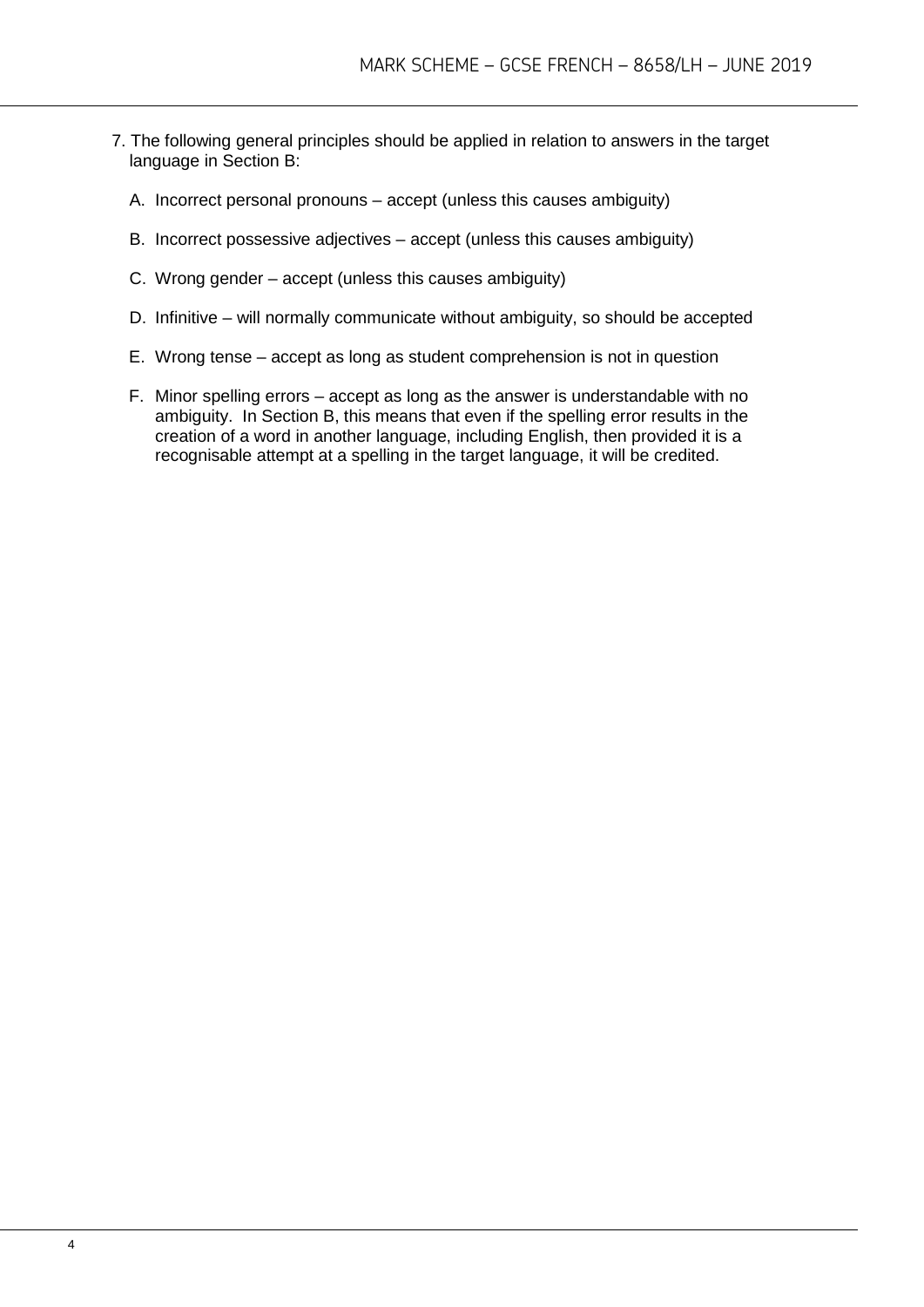7. The following general principles should be applied in relation to answers in the target language in Section B:

   A. Incorrect personal pronouns – accept (unless this causes ambiguity)

   B. Incorrect possessive adjectives – accept (unless this causes ambiguity)

   C. Wrong gender – accept (unless this causes ambiguity)

   D. Infinitive – will normally communicate without ambiguity, so should be accepted

   E. Wrong tense – accept as long as student comprehension is not in question

   F. Minor spelling errors – accept as long as the answer is understandable with no ambiguity. In Section B, this means that even if the spelling error results in the creation of a word in another language, including English, then provided it is a recognisable attempt at a spelling in the target language, it will be credited.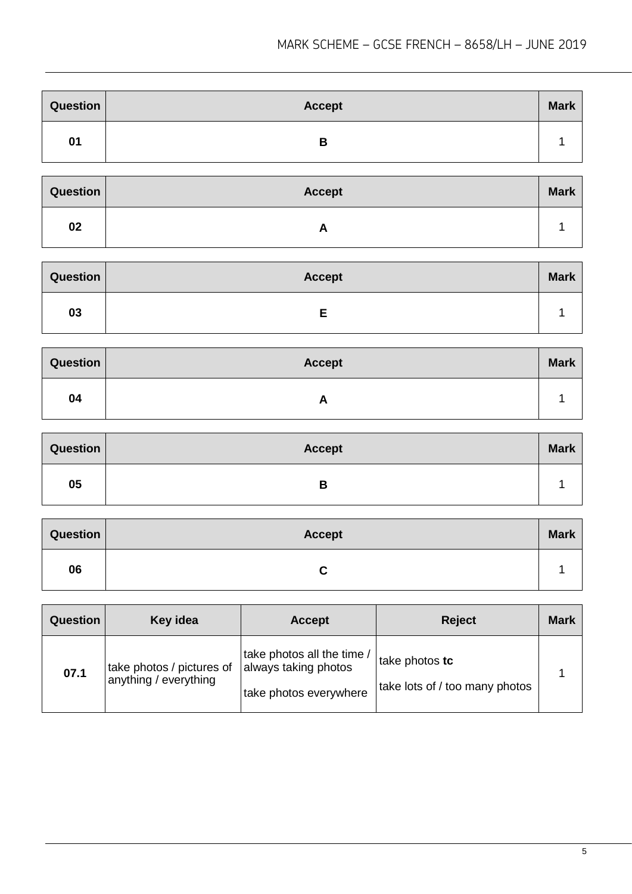| Question | Accept | Mark |
|---|---|---|
| 01 | **B** | 1 |

| Question | Accept | Mark |
|---|---|---|
| 02 | **A** | 1 |

| Question | Accept | Mark |
|---|---|---|
| 03 | **E** | 1 |

| Question | Accept | Mark |
|---|---|---|
| 04 | **A** | 1 |

| Question | Accept | Mark |
|---|---|---|
| 05 | **B** | 1 |

| Question | Accept | Mark |
|---|---|---|
| 06 | **C** | 1 |

| Question | Key idea | Accept | Reject | Mark |
|---|---|---|---|---|
| 07.1 | take photos / pictures of anything / everything | take photos all the time / always taking photos<br><br>take photos everywhere | take photos **tc**<br><br>take lots of / too many photos | 1 |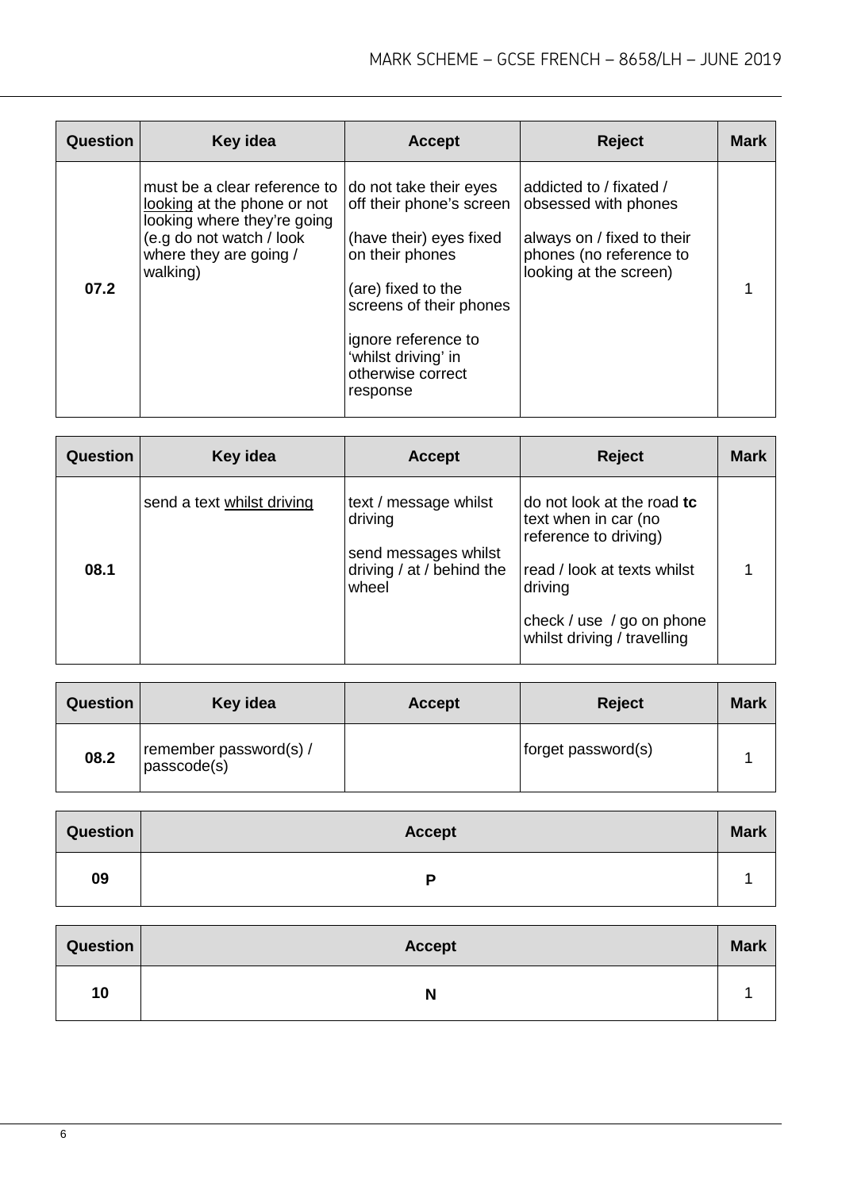| Question | Key idea | Accept | Reject | Mark |
| --- | --- | --- | --- | --- |
| 07.2 | must be a clear reference to <u>looking</u> at the phone or not looking where they're going (e.g do not watch / look where they are going / walking) | do not take their eyes off their phone's screen<br><br>(have their) eyes fixed on their phones<br><br>(are) fixed to the screens of their phones<br><br>ignore reference to 'whilst driving' in otherwise correct response | addicted to / fixated / obsessed with phones<br><br>always on / fixed to their phones (no reference to looking at the screen) | 1 |

| Question | Key idea | Accept | Reject | Mark |
| --- | --- | --- | --- | --- |
| 08.1 | send a text <u>whilst driving</u> | text / message whilst driving<br><br>send messages whilst driving / at / behind the wheel | do not look at the road **tc** text when in car (no reference to driving)<br><br>read / look at texts whilst driving<br><br>check / use / go on phone whilst driving / travelling | 1 |

| Question | Key idea | Accept | Reject | Mark |
| --- | --- | --- | --- | --- |
| 08.2 | remember password(s) / passcode(s) | | forget password(s) | 1 |

| Question | Accept | Mark |
| --- | --- | --- |
| 09 | **P** | 1 |

| Question | Accept | Mark |
| --- | --- | --- |
| 10 | **N** | 1 |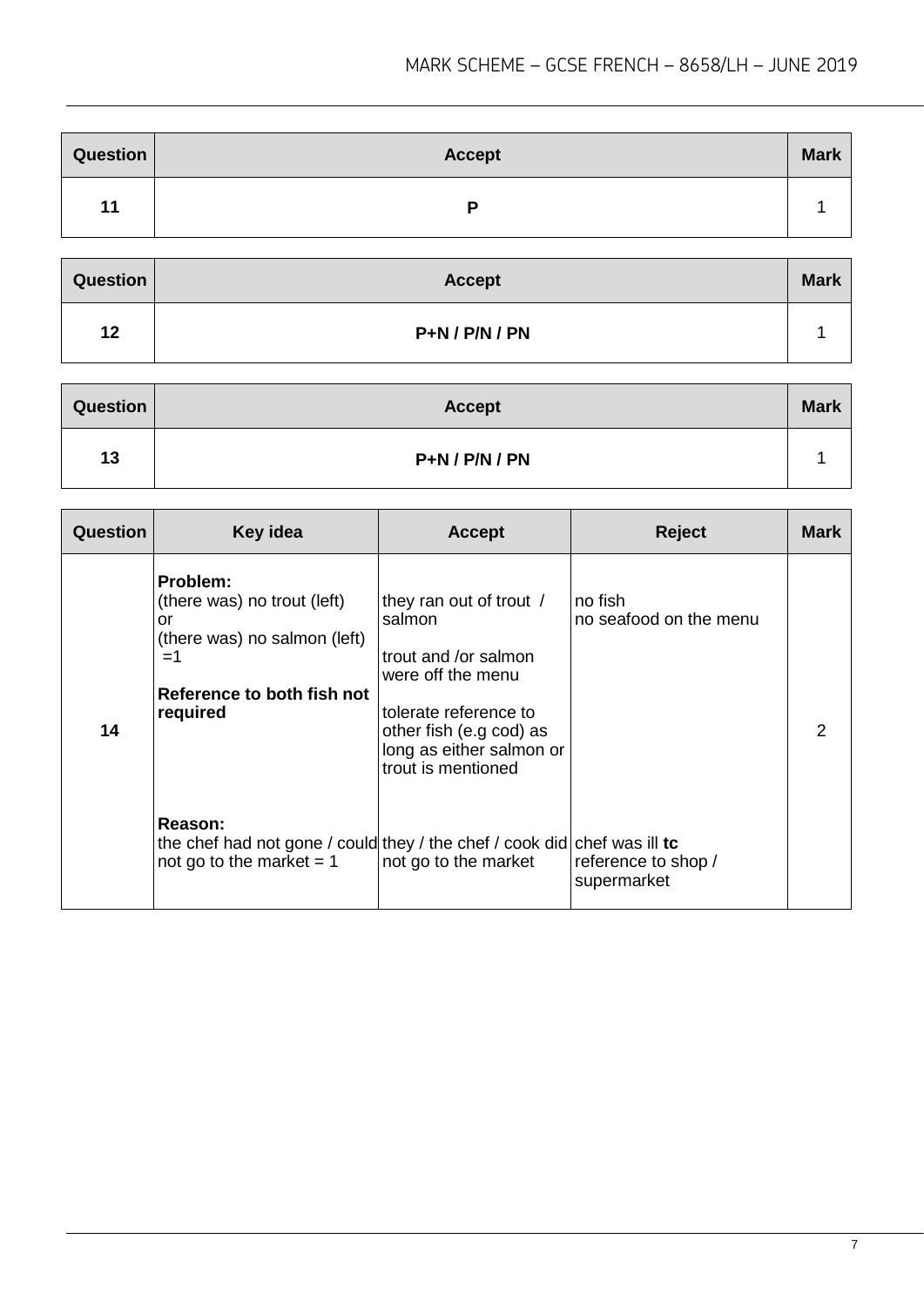| Question | Accept | Mark |
|---|---|---|
| 11 | **P** | 1 |

| Question | Accept | Mark |
|---|---|---|
| 12 | **P+N / P/N / PN** | 1 |

| Question | Accept | Mark |
|---|---|---|
| 13 | **P+N / P/N / PN** | 1 |

| Question | Key idea | Accept | Reject | Mark |
|---|---|---|---|---|
| 14 | **Problem:**<br>(there was) no trout (left)<br>or<br>(there was) no salmon (left)<br>=1<br><br>**Reference to both fish not required** | they ran out of trout / salmon<br><br>trout and /or salmon were off the menu<br><br>tolerate reference to other fish (e.g cod) as long as either salmon or trout is mentioned | no fish<br>no seafood on the menu | 2 |
| | **Reason:**<br>the chef had not gone / could not go to the market = 1 | they / the chef / cook did not go to the market | chef was ill **tc**<br>reference to shop / supermarket | |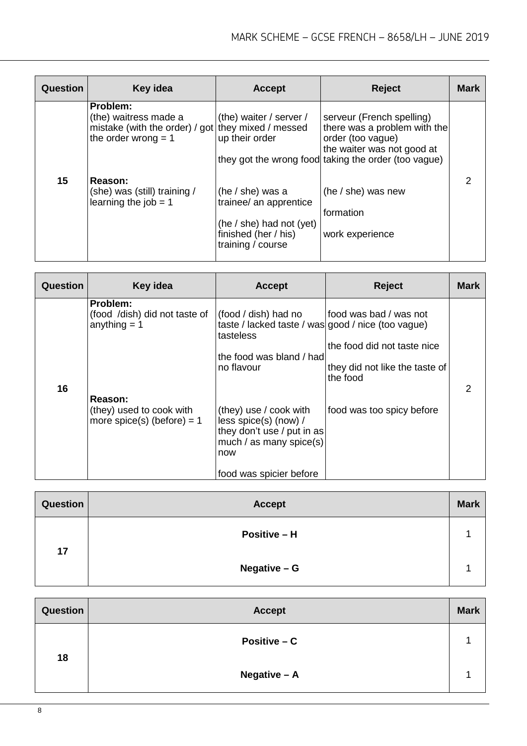| Question | Key idea | Accept | Reject | Mark |
|---|---|---|---|---|
| 15 | **Problem:**<br>(the) waitress made a mistake (with the order) / got the order wrong = 1<br><br>**Reason:**<br>(she) was (still) training / learning the job = 1 | (the) waiter / server / they mixed / messed up their order<br><br>they got the wrong food<br><br>(he / she) was a trainee/ an apprentice<br><br>(he / she) had not (yet) finished (her / his) training / course | serveur (French spelling)<br>there was a problem with the order (too vague)<br>the waiter was not good at taking the order (too vague)<br><br>(he / she) was new<br><br>formation<br><br>work experience | 2 |

| Question | Key idea | Accept | Reject | Mark |
|---|---|---|---|---|
| 16 | **Problem:**<br>(food /dish) did not taste of anything = 1<br><br>**Reason:**<br>(they) used to cook with more spice(s) (before) = 1 | (food / dish) had no taste / lacked taste / was tasteless<br><br>the food was bland / had no flavour<br><br>(they) use / cook with less spice(s) (now) / they don't use / put in as much / as many spice(s) now<br><br>food was spicier before | food was bad / was not good / nice (too vague)<br><br>the food did not taste nice<br><br>they did not like the taste of the food<br><br>food was too spicy before | 2 |

| Question | Accept | Mark |
|---|---|---|
| 17 | **Positive – H** | 1 |
| | **Negative – G** | 1 |

| Question | Accept | Mark |
|---|---|---|
| 18 | **Positive – C** | 1 |
| | **Negative – A** | 1 |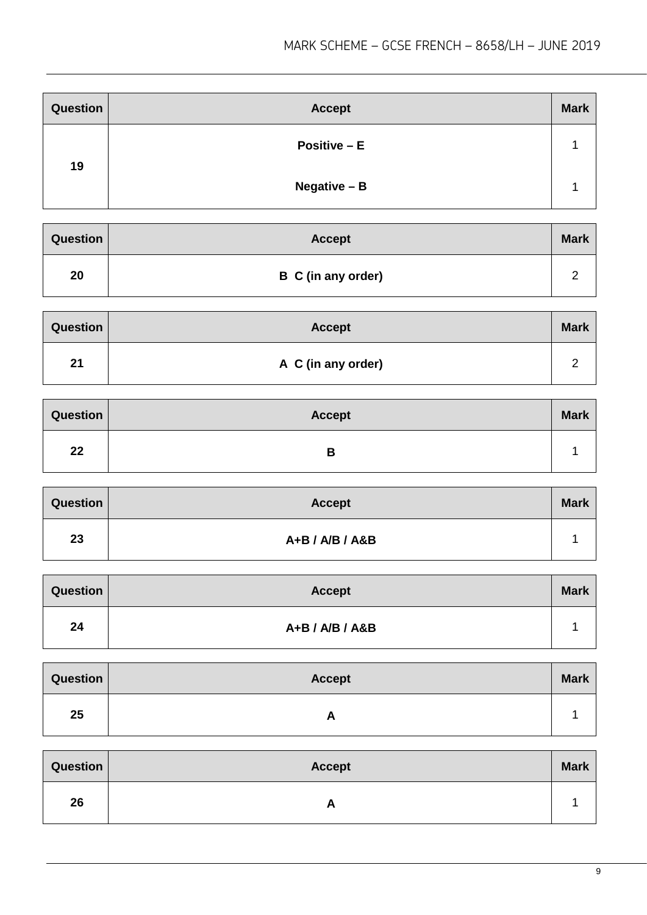| Question | Accept | Mark |
|---|---|---|
| 19 | **Positive – E** | 1 |
| | **Negative – B** | 1 |

| Question | Accept | Mark |
|---|---|---|
| 20 | **B C (in any order)** | 2 |

| Question | Accept | Mark |
|---|---|---|
| 21 | **A C (in any order)** | 2 |

| Question | Accept | Mark |
|---|---|---|
| 22 | **B** | 1 |

| Question | Accept | Mark |
|---|---|---|
| 23 | **A+B / A/B / A&B** | 1 |

| Question | Accept | Mark |
|---|---|---|
| 24 | **A+B / A/B / A&B** | 1 |

| Question | Accept | Mark |
|---|---|---|
| 25 | **A** | 1 |

| Question | Accept | Mark |
|---|---|---|
| 26 | **A** | 1 |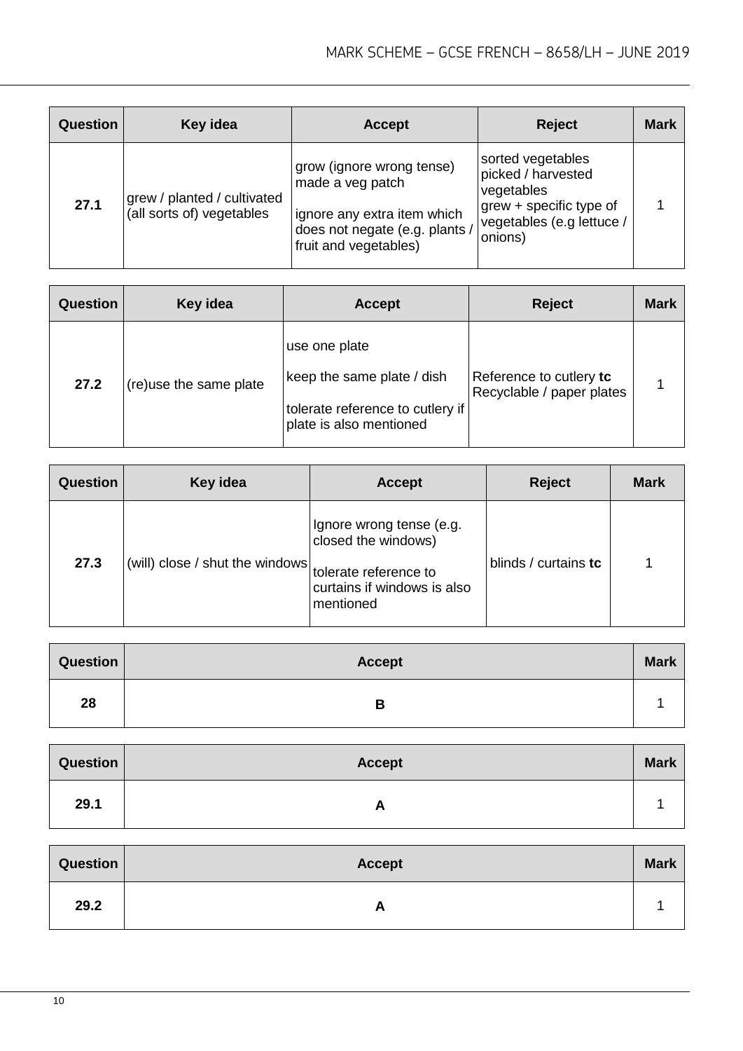| Question | Key idea | Accept | Reject | Mark |
|---|---|---|---|---|
| **27.1** | grew / planted / cultivated (all sorts of) vegetables | grow (ignore wrong tense)<br>made a veg patch<br><br>ignore any extra item which does not negate (e.g. plants / fruit and vegetables) | sorted vegetables<br>picked / harvested vegetables<br>grew + specific type of vegetables (e.g lettuce / onions) | 1 |

| Question | Key idea | Accept | Reject | Mark |
|---|---|---|---|---|
| **27.2** | (re)use the same plate | use one plate<br><br>keep the same plate / dish<br><br>tolerate reference to cutlery if plate is also mentioned | Reference to cutlery **tc**<br>Recyclable / paper plates | 1 |

| Question | Key idea | Accept | Reject | Mark |
|---|---|---|---|---|
| **27.3** | (will) close / shut the windows | Ignore wrong tense (e.g. closed the windows)<br><br>tolerate reference to curtains if windows is also mentioned | blinds / curtains **tc** | 1 |

| Question | Accept | Mark |
|---|---|---|
| **28** | **B** | 1 |

| Question | Accept | Mark |
|---|---|---|
| **29.1** | **A** | 1 |

| Question | Accept | Mark |
|---|---|---|
| **29.2** | **A** | 1 |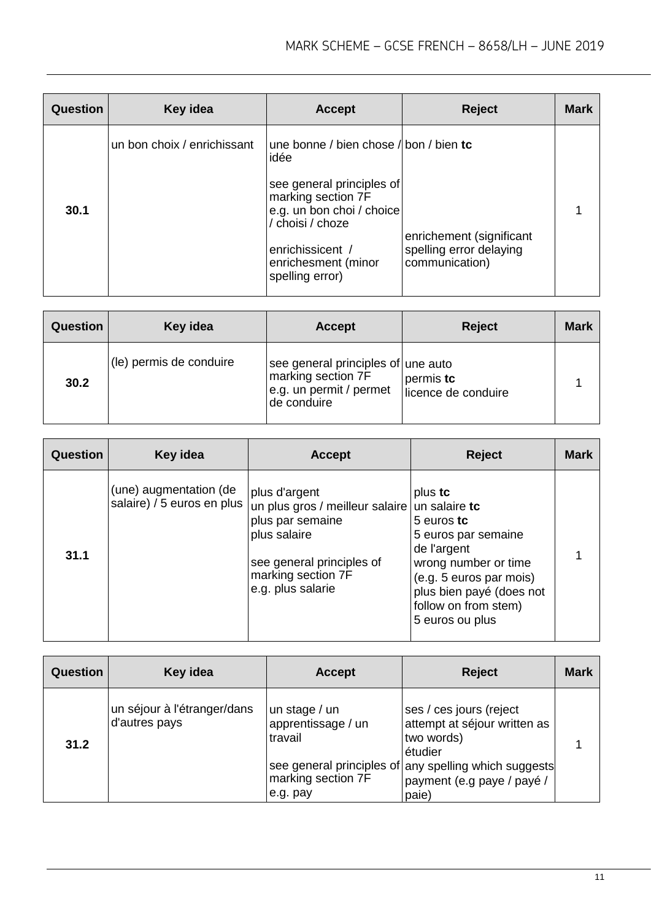| Question | Key idea | Accept | Reject | Mark |
|---|---|---|---|---|
| 30.1 | un bon choix / enrichissant | une bonne / bien chose / idée<br><br>see general principles of marking section 7F<br>e.g. un bon choi / choice / choisi / choze<br><br>enrichissicent / enrichesment (minor spelling error) | bon / bien **tc**<br><br>enrichement (significant spelling error delaying communication) | 1 |

| Question | Key idea | Accept | Reject | Mark |
|---|---|---|---|---|
| 30.2 | (le) permis de conduire | see general principles of marking section 7F<br>e.g. un permit / permet de conduire | une auto<br>permis **tc**<br>licence de conduire | 1 |

| Question | Key idea | Accept | Reject | Mark |
|---|---|---|---|---|
| 31.1 | (une) augmentation (de salaire) / 5 euros en plus | plus d'argent<br>un plus gros / meilleur salaire<br>plus par semaine<br>plus salaire<br><br>see general principles of marking section 7F<br>e.g. plus salarie | plus **tc**<br>un salaire **tc**<br>5 euros **tc**<br>5 euros par semaine<br>de l'argent<br>wrong number or time (e.g. 5 euros par mois)<br>plus bien payé (does not follow on from stem)<br>5 euros ou plus | 1 |

| Question | Key idea | Accept | Reject | Mark |
|---|---|---|---|---|
| 31.2 | un séjour à l'étranger/dans d'autres pays | un stage / un apprentissage / un travail<br><br>see general principles of marking section 7F<br>e.g. pay | ses / ces jours (reject attempt at séjour written as two words)<br>étudier<br>any spelling which suggests payment (e.g paye / payé / paie) | 1 |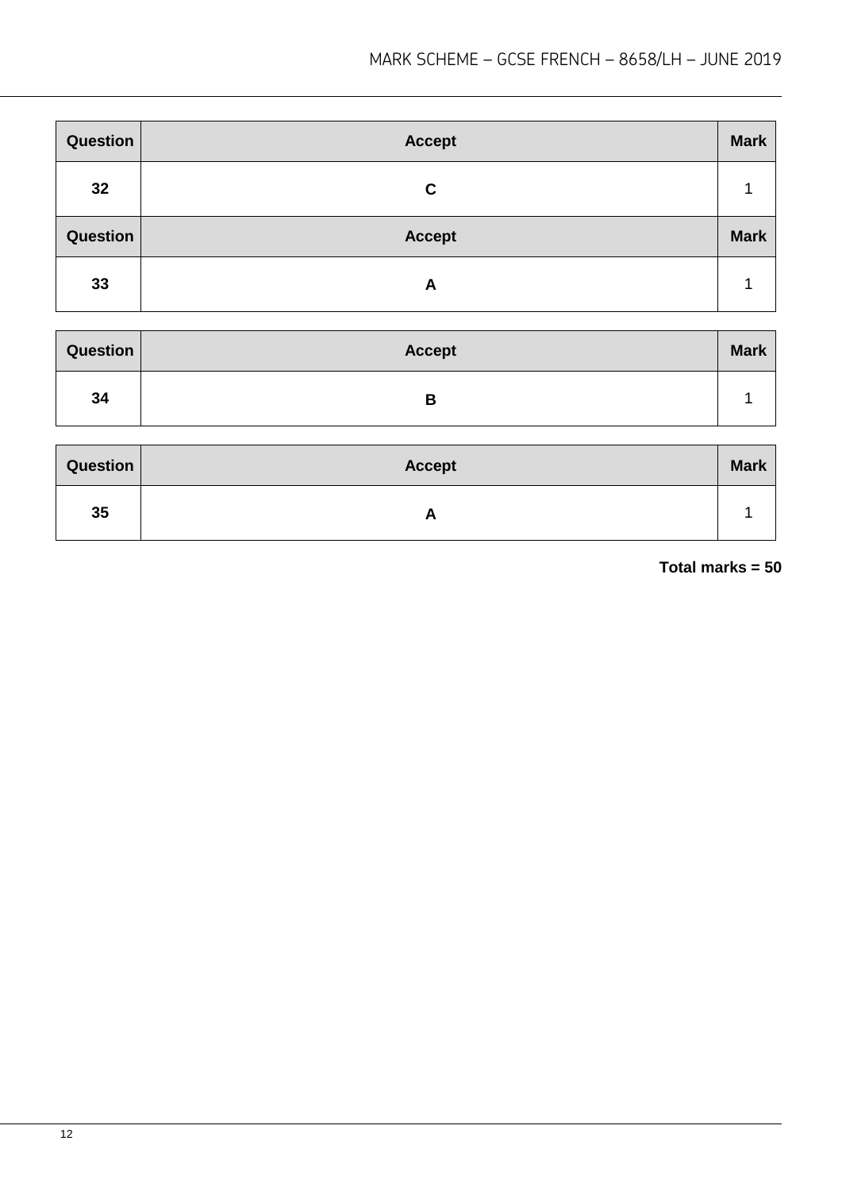| Question | Accept | Mark |
|---|---|---|
| **32** | **C** | 1 |

| Question | Accept | Mark |
|---|---|---|
| **33** | **A** | 1 |

| Question | Accept | Mark |
|---|---|---|
| **34** | **B** | 1 |

| Question | Accept | Mark |
|---|---|---|
| **35** | **A** | 1 |

**Total marks = 50**